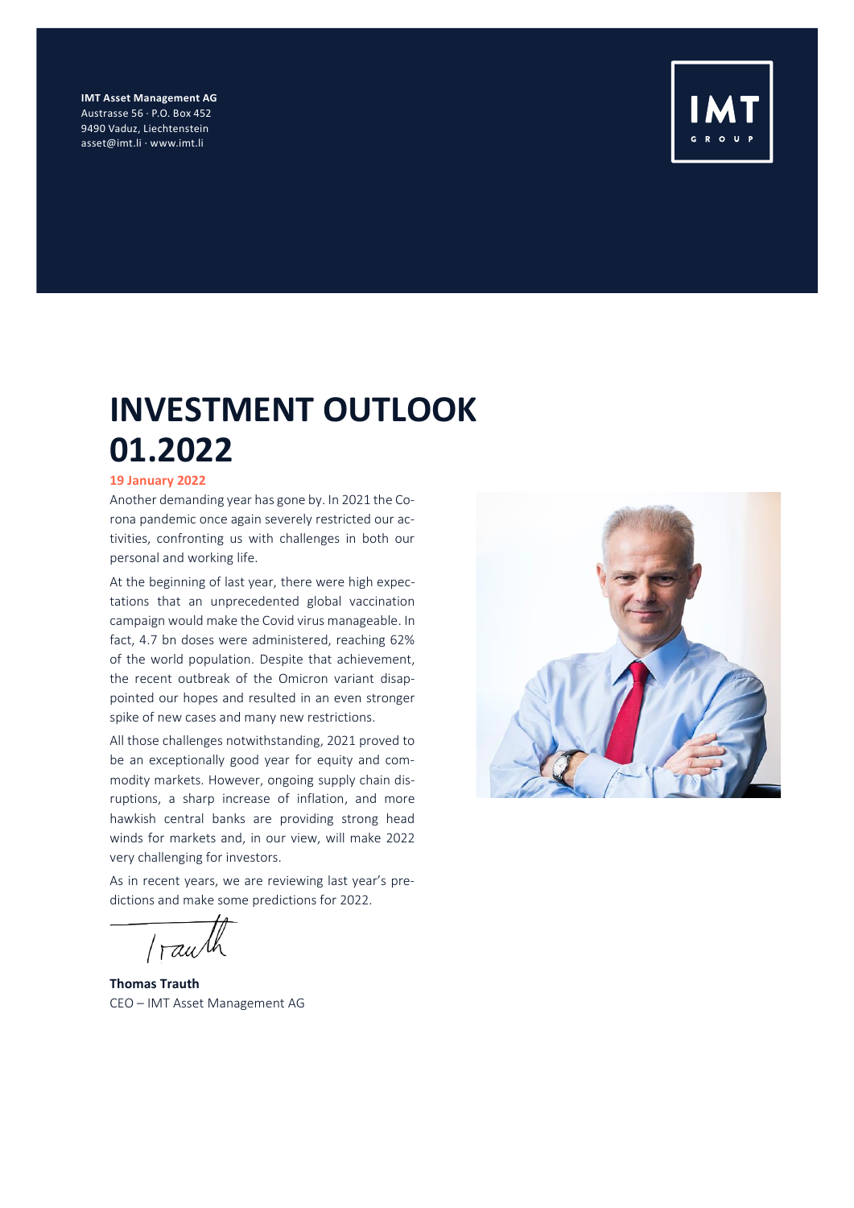**IMT Asset Management AG**
Austrasse 56 · P.O. Box 452
9490 Vaduz, Liechtenstein
asset@imt.li · www.imt.li

# INVESTMENT OUTLOOK 01.2022

**19 January 2022**

Another demanding year has gone by. In 2021 the Corona pandemic once again severely restricted our activities, confronting us with challenges in both our personal and working life.

At the beginning of last year, there were high expectations that an unprecedented global vaccination campaign would make the Covid virus manageable. In fact, 4.7 bn doses were administered, reaching 62% of the world population. Despite that achievement, the recent outbreak of the Omicron variant disappointed our hopes and resulted in an even stronger spike of new cases and many new restrictions.

All those challenges notwithstanding, 2021 proved to be an exceptionally good year for equity and commodity markets. However, ongoing supply chain disruptions, a sharp increase of inflation, and more hawkish central banks are providing strong head winds for markets and, in our view, will make 2022 very challenging for investors.

As in recent years, we are reviewing last year's predictions and make some predictions for 2022.

**Thomas Trauth**
CEO – IMT Asset Management AG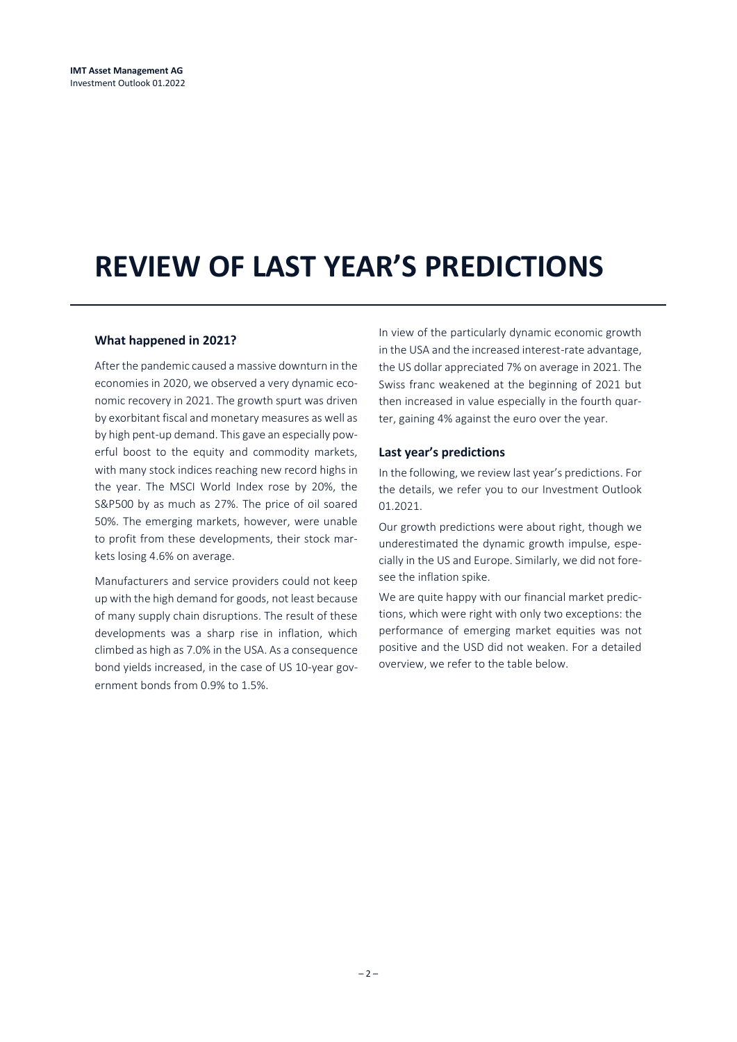# REVIEW OF LAST YEAR'S PREDICTIONS

## What happened in 2021?

After the pandemic caused a massive downturn in the economies in 2020, we observed a very dynamic economic recovery in 2021. The growth spurt was driven by exorbitant fiscal and monetary measures as well as by high pent-up demand. This gave an especially powerful boost to the equity and commodity markets, with many stock indices reaching new record highs in the year. The MSCI World Index rose by 20%, the S&P500 by as much as 27%. The price of oil soared 50%. The emerging markets, however, were unable to profit from these developments, their stock markets losing 4.6% on average.

Manufacturers and service providers could not keep up with the high demand for goods, not least because of many supply chain disruptions. The result of these developments was a sharp rise in inflation, which climbed as high as 7.0% in the USA. As a consequence bond yields increased, in the case of US 10-year government bonds from 0.9% to 1.5%.

In view of the particularly dynamic economic growth in the USA and the increased interest-rate advantage, the US dollar appreciated 7% on average in 2021. The Swiss franc weakened at the beginning of 2021 but then increased in value especially in the fourth quarter, gaining 4% against the euro over the year.

## Last year's predictions

In the following, we review last year's predictions. For the details, we refer you to our Investment Outlook 01.2021.

Our growth predictions were about right, though we underestimated the dynamic growth impulse, especially in the US and Europe. Similarly, we did not foresee the inflation spike.

We are quite happy with our financial market predictions, which were right with only two exceptions: the performance of emerging market equities was not positive and the USD did not weaken. For a detailed overview, we refer to the table below.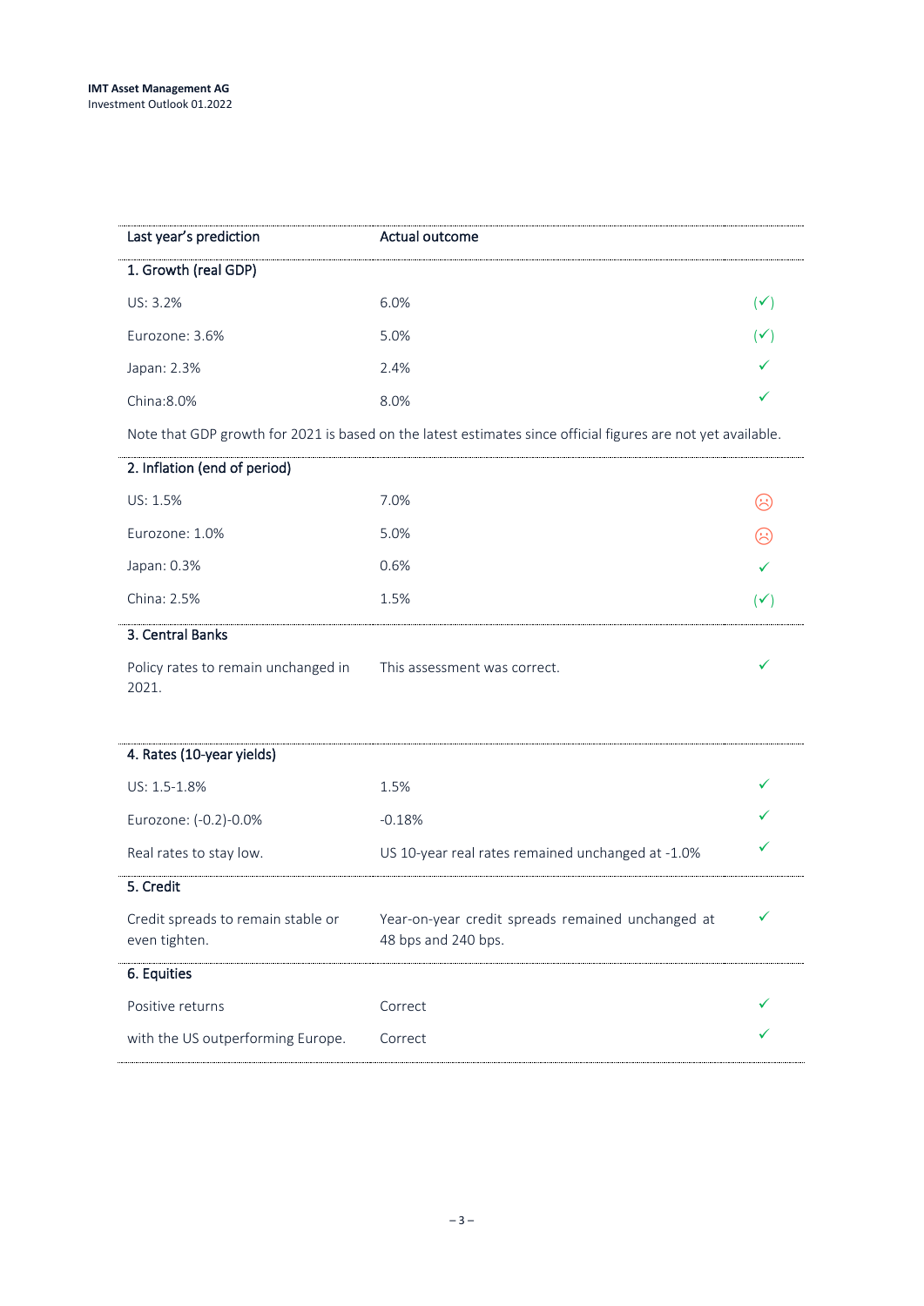| Last year's prediction | Actual outcome | |
|---|---|---|
| **1. Growth (real GDP)** | | |
| US: 3.2% | 6.0% | (✓) |
| Eurozone: 3.6% | 5.0% | (✓) |
| Japan: 2.3% | 2.4% | ✓ |
| China:8.0% | 8.0% | ✓ |
| Note that GDP growth for 2021 is based on the latest estimates since official figures are not yet available. | | |
| **2. Inflation (end of period)** | | |
| US: 1.5% | 7.0% | ☹ |
| Eurozone: 1.0% | 5.0% | ☹ |
| Japan: 0.3% | 0.6% | ✓ |
| China: 2.5% | 1.5% | (✓) |
| **3. Central Banks** | | |
| Policy rates to remain unchanged in 2021. | This assessment was correct. | ✓ |
| **4. Rates (10-year yields)** | | |
| US: 1.5-1.8% | 1.5% | ✓ |
| Eurozone: (-0.2)-0.0% | -0.18% | ✓ |
| Real rates to stay low. | US 10-year real rates remained unchanged at -1.0% | ✓ |
| **5. Credit** | | |
| Credit spreads to remain stable or even tighten. | Year-on-year credit spreads remained unchanged at 48 bps and 240 bps. | ✓ |
| **6. Equities** | | |
| Positive returns | Correct | ✓ |
| with the US outperforming Europe. | Correct | ✓ |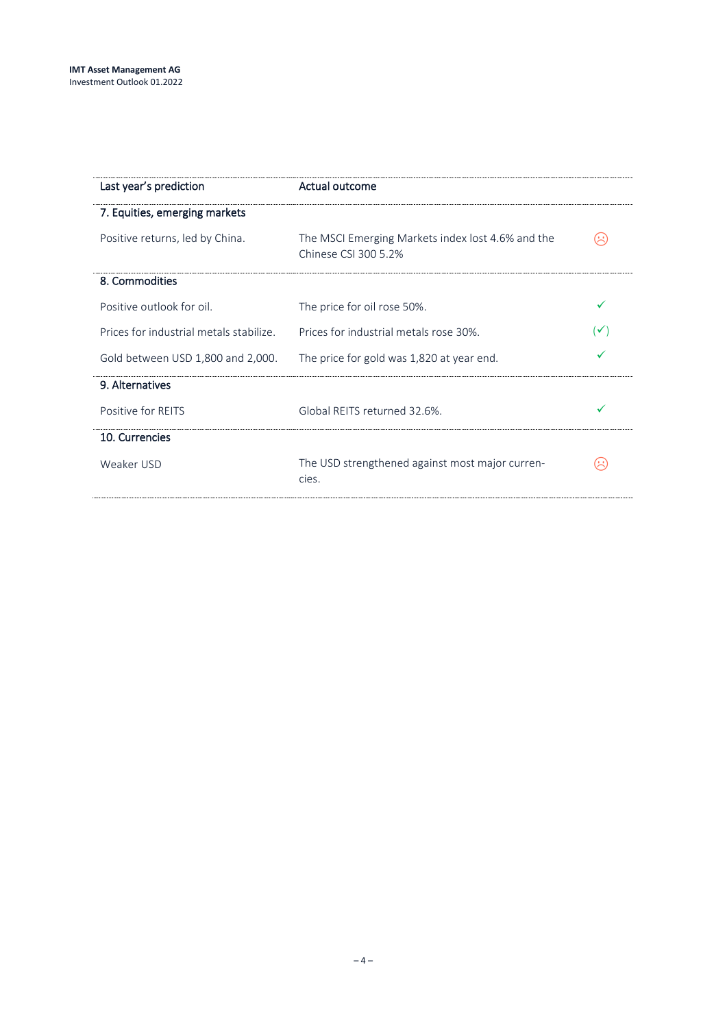| Last year's prediction | Actual outcome | |
|---|---|---|
| **7. Equities, emerging markets** | | |
| Positive returns, led by China. | The MSCI Emerging Markets index lost 4.6% and the Chinese CSI 300 5.2% | ☹ |
| **8. Commodities** | | |
| Positive outlook for oil. | The price for oil rose 50%. | ✓ |
| Prices for industrial metals stabilize. | Prices for industrial metals rose 30%. | (✓) |
| Gold between USD 1,800 and 2,000. | The price for gold was 1,820 at year end. | ✓ |
| **9. Alternatives** | | |
| Positive for REITS | Global REITS returned 32.6%. | ✓ |
| **10. Currencies** | | |
| Weaker USD | The USD strengthened against most major currencies. | ☹ |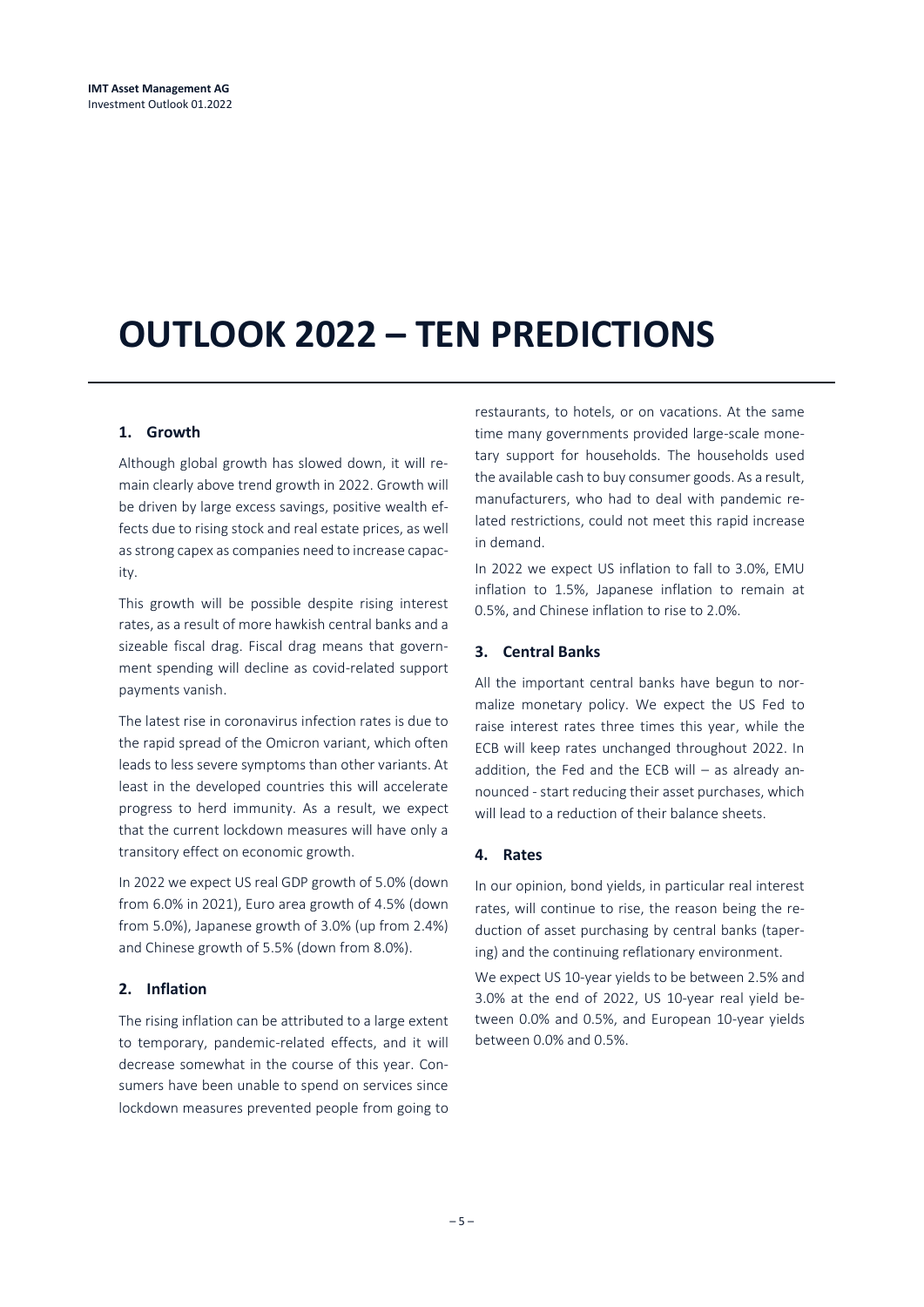# OUTLOOK 2022 – TEN PREDICTIONS

## 1. Growth

Although global growth has slowed down, it will remain clearly above trend growth in 2022. Growth will be driven by large excess savings, positive wealth effects due to rising stock and real estate prices, as well as strong capex as companies need to increase capacity.

This growth will be possible despite rising interest rates, as a result of more hawkish central banks and a sizeable fiscal drag. Fiscal drag means that government spending will decline as covid-related support payments vanish.

The latest rise in coronavirus infection rates is due to the rapid spread of the Omicron variant, which often leads to less severe symptoms than other variants. At least in the developed countries this will accelerate progress to herd immunity. As a result, we expect that the current lockdown measures will have only a transitory effect on economic growth.

In 2022 we expect US real GDP growth of 5.0% (down from 6.0% in 2021), Euro area growth of 4.5% (down from 5.0%), Japanese growth of 3.0% (up from 2.4%) and Chinese growth of 5.5% (down from 8.0%).

## 2. Inflation

The rising inflation can be attributed to a large extent to temporary, pandemic-related effects, and it will decrease somewhat in the course of this year. Consumers have been unable to spend on services since lockdown measures prevented people from going to restaurants, to hotels, or on vacations. At the same time many governments provided large-scale monetary support for households. The households used the available cash to buy consumer goods. As a result, manufacturers, who had to deal with pandemic related restrictions, could not meet this rapid increase in demand.

In 2022 we expect US inflation to fall to 3.0%, EMU inflation to 1.5%, Japanese inflation to remain at 0.5%, and Chinese inflation to rise to 2.0%.

## 3. Central Banks

All the important central banks have begun to normalize monetary policy. We expect the US Fed to raise interest rates three times this year, while the ECB will keep rates unchanged throughout 2022. In addition, the Fed and the ECB will – as already announced - start reducing their asset purchases, which will lead to a reduction of their balance sheets.

## 4. Rates

In our opinion, bond yields, in particular real interest rates, will continue to rise, the reason being the reduction of asset purchasing by central banks (tapering) and the continuing reflationary environment.

We expect US 10-year yields to be between 2.5% and 3.0% at the end of 2022, US 10-year real yield between 0.0% and 0.5%, and European 10-year yields between 0.0% and 0.5%.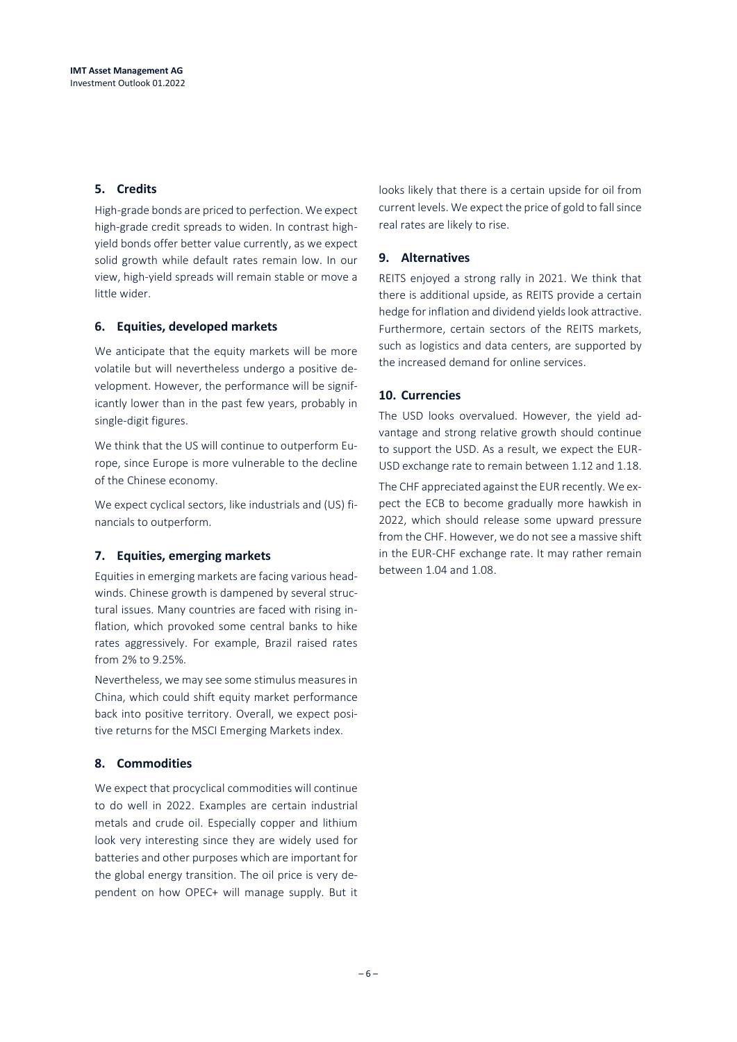## 5. Credits

High-grade bonds are priced to perfection. We expect high-grade credit spreads to widen. In contrast high-yield bonds offer better value currently, as we expect solid growth while default rates remain low. In our view, high-yield spreads will remain stable or move a little wider.

## 6. Equities, developed markets

We anticipate that the equity markets will be more volatile but will nevertheless undergo a positive development. However, the performance will be significantly lower than in the past few years, probably in single-digit figures.

We think that the US will continue to outperform Europe, since Europe is more vulnerable to the decline of the Chinese economy.

We expect cyclical sectors, like industrials and (US) financials to outperform.

## 7. Equities, emerging markets

Equities in emerging markets are facing various headwinds. Chinese growth is dampened by several structural issues. Many countries are faced with rising inflation, which provoked some central banks to hike rates aggressively. For example, Brazil raised rates from 2% to 9.25%.

Nevertheless, we may see some stimulus measures in China, which could shift equity market performance back into positive territory. Overall, we expect positive returns for the MSCI Emerging Markets index.

## 8. Commodities

We expect that procyclical commodities will continue to do well in 2022. Examples are certain industrial metals and crude oil. Especially copper and lithium look very interesting since they are widely used for batteries and other purposes which are important for the global energy transition. The oil price is very dependent on how OPEC+ will manage supply. But it looks likely that there is a certain upside for oil from current levels. We expect the price of gold to fall since real rates are likely to rise.

## 9. Alternatives

REITS enjoyed a strong rally in 2021. We think that there is additional upside, as REITS provide a certain hedge for inflation and dividend yields look attractive. Furthermore, certain sectors of the REITS markets, such as logistics and data centers, are supported by the increased demand for online services.

## 10. Currencies

The USD looks overvalued. However, the yield advantage and strong relative growth should continue to support the USD. As a result, we expect the EUR-USD exchange rate to remain between 1.12 and 1.18.

The CHF appreciated against the EUR recently. We expect the ECB to become gradually more hawkish in 2022, which should release some upward pressure from the CHF. However, we do not see a massive shift in the EUR-CHF exchange rate. It may rather remain between 1.04 and 1.08.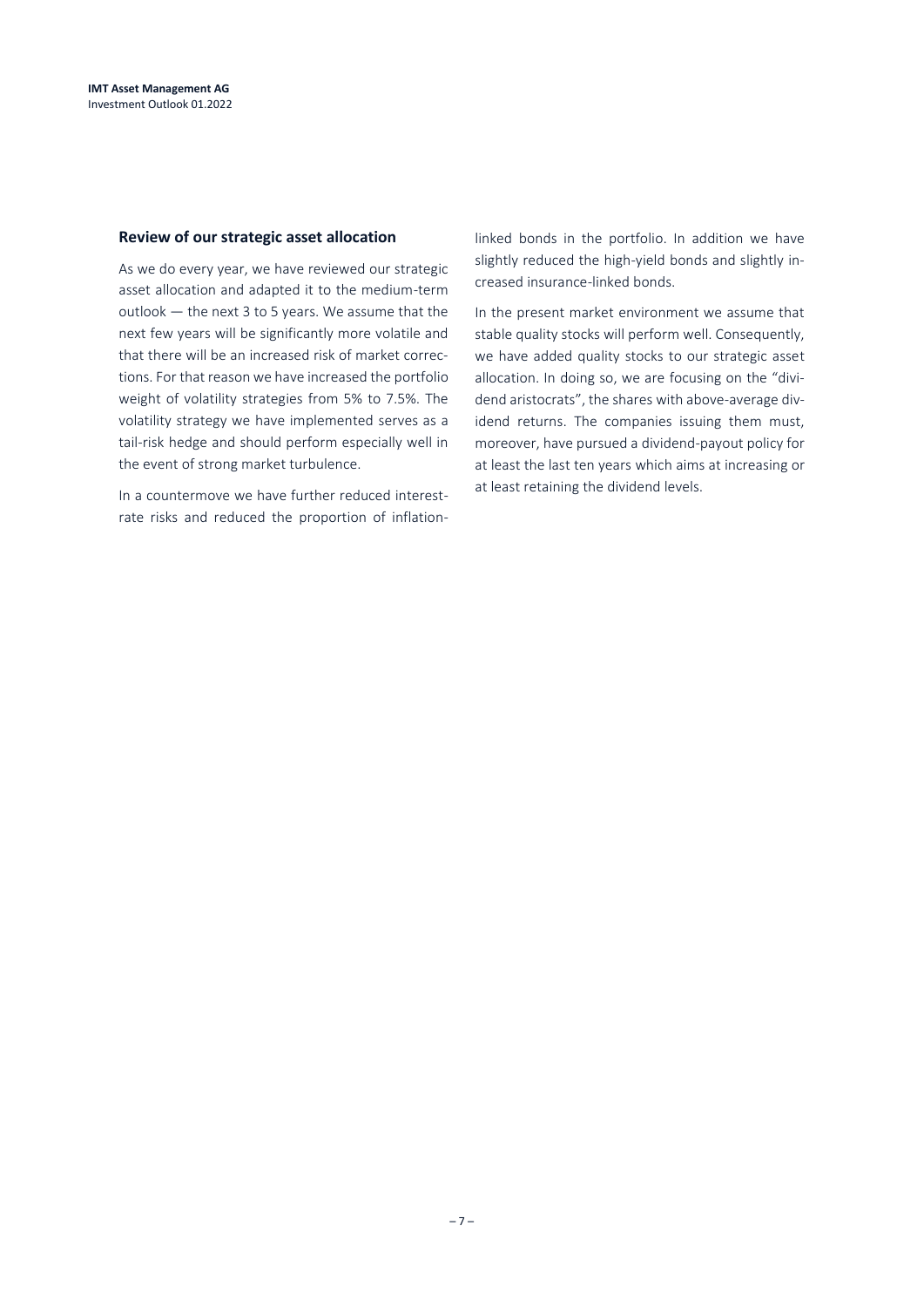## Review of our strategic asset allocation

As we do every year, we have reviewed our strategic asset allocation and adapted it to the medium-term outlook — the next 3 to 5 years. We assume that the next few years will be significantly more volatile and that there will be an increased risk of market corrections. For that reason we have increased the portfolio weight of volatility strategies from 5% to 7.5%. The volatility strategy we have implemented serves as a tail-risk hedge and should perform especially well in the event of strong market turbulence.

In a countermove we have further reduced interest-rate risks and reduced the proportion of inflation-linked bonds in the portfolio. In addition we have slightly reduced the high-yield bonds and slightly increased insurance-linked bonds.

In the present market environment we assume that stable quality stocks will perform well. Consequently, we have added quality stocks to our strategic asset allocation. In doing so, we are focusing on the "dividend aristocrats", the shares with above-average dividend returns. The companies issuing them must, moreover, have pursued a dividend-payout policy for at least the last ten years which aims at increasing or at least retaining the dividend levels.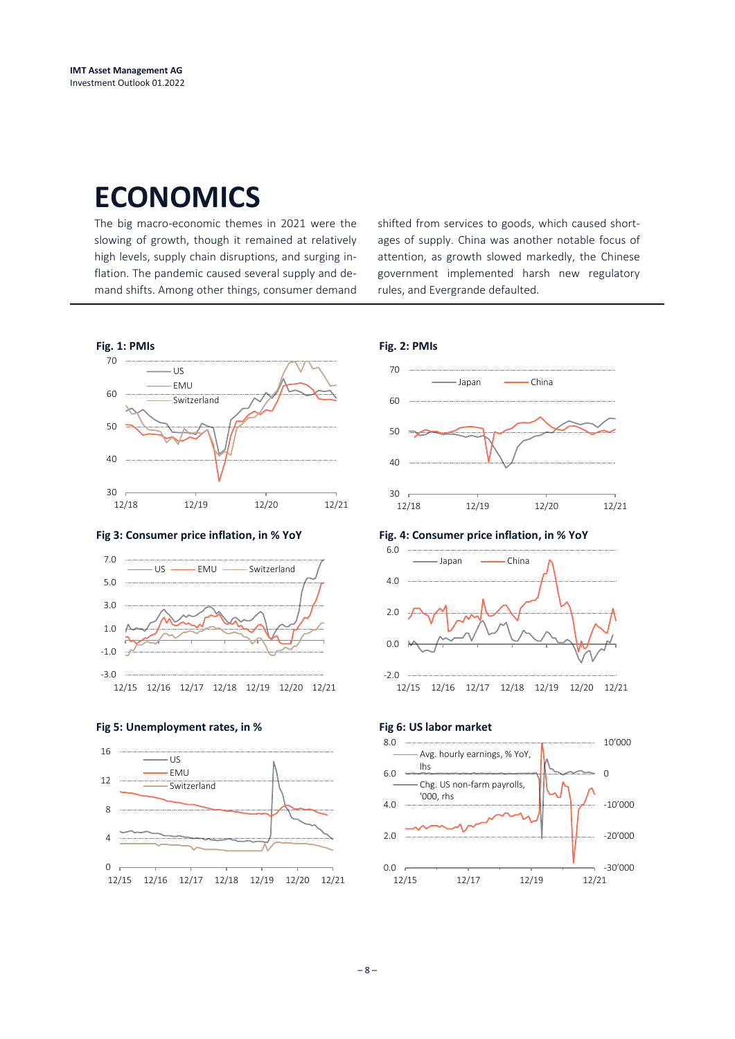# ECONOMICS

The big macro-economic themes in 2021 were the slowing of growth, though it remained at relatively high levels, supply chain disruptions, and surging inflation. The pandemic caused several supply and demand shifts. Among other things, consumer demand shifted from services to goods, which caused shortages of supply. China was another notable focus of attention, as growth slowed markedly, the Chinese government implemented harsh new regulatory rules, and Evergrande defaulted.

**Fig. 1: PMIs**

**Fig. 2: PMIs**

**Fig 3: Consumer price inflation, in % YoY**

**Fig. 4: Consumer price inflation, in % YoY**

**Fig 5: Unemployment rates, in %**

**Fig 6: US labor market**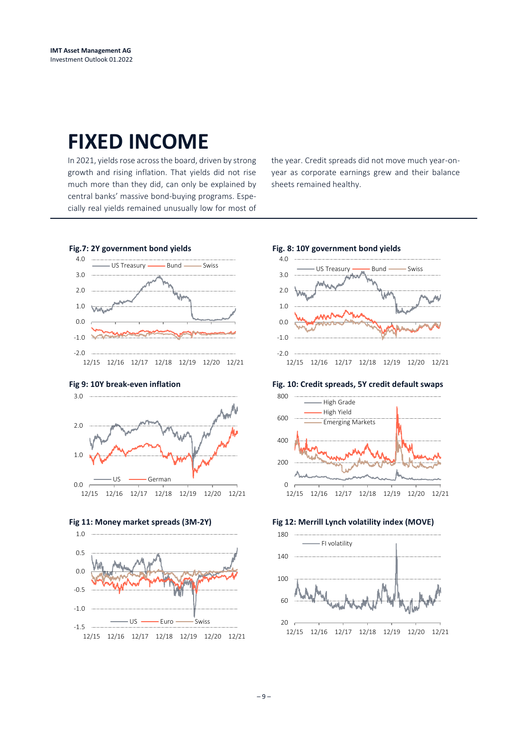# FIXED INCOME

In 2021, yields rose across the board, driven by strong growth and rising inflation. That yields did not rise much more than they did, can only be explained by central banks' massive bond-buying programs. Especially real yields remained unusually low for most of the year. Credit spreads did not move much year-on-year as corporate earnings grew and their balance sheets remained healthy.

**Fig.7: 2Y government bond yields**

**Fig. 8: 10Y government bond yields**

**Fig 9: 10Y break-even inflation**

**Fig. 10: Credit spreads, 5Y credit default swaps**

**Fig 11: Money market spreads (3M-2Y)**

**Fig 12: Merrill Lynch volatility index (MOVE)**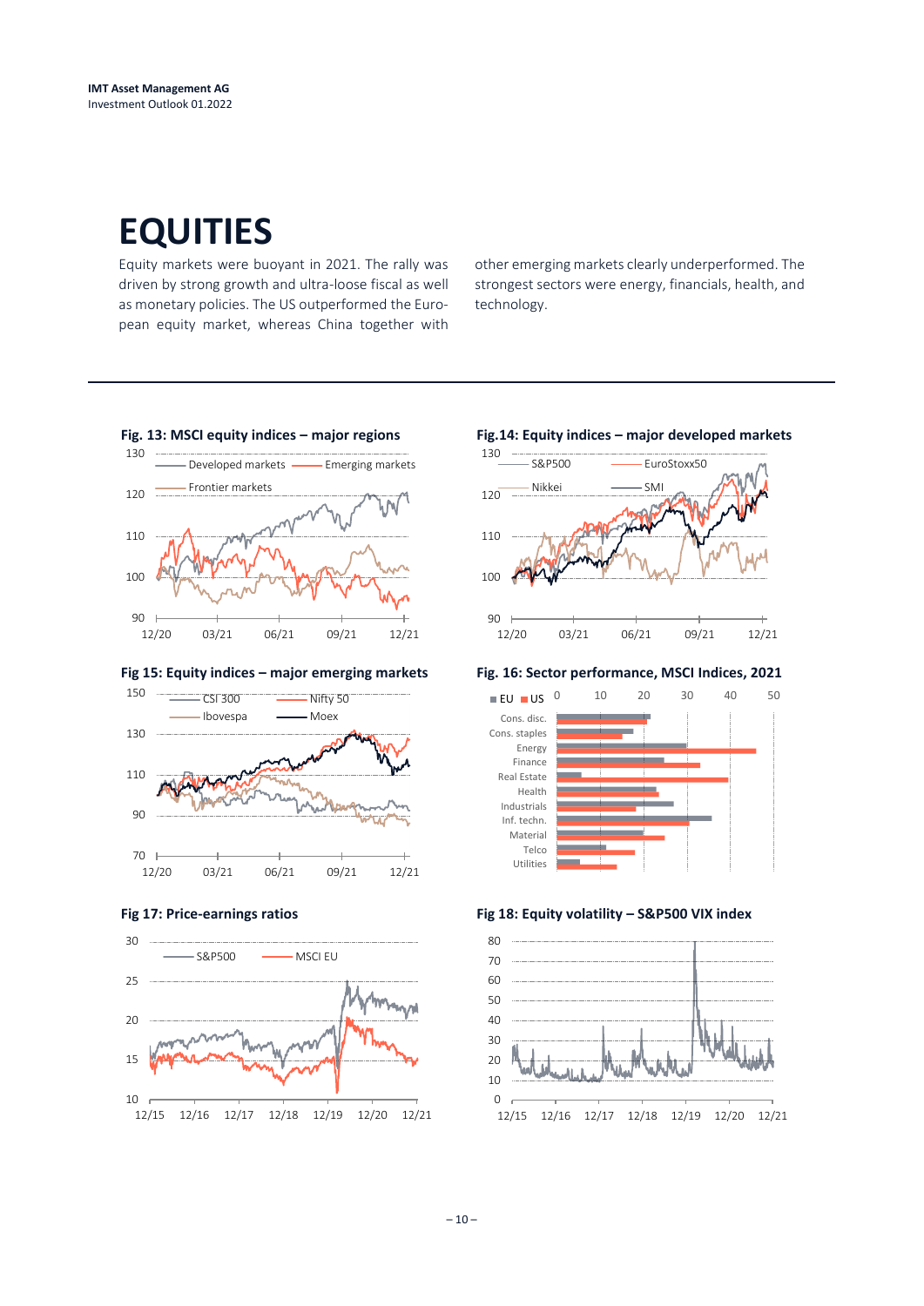# EQUITIES

Equity markets were buoyant in 2021. The rally was driven by strong growth and ultra-loose fiscal as well as monetary policies. The US outperformed the European equity market, whereas China together with other emerging markets clearly underperformed. The strongest sectors were energy, financials, health, and technology.

**Fig. 13: MSCI equity indices – major regions**

**Fig.14: Equity indices – major developed markets**

**Fig 15: Equity indices – major emerging markets**

**Fig. 16: Sector performance, MSCI Indices, 2021**

**Fig 17: Price-earnings ratios**

**Fig 18: Equity volatility – S&P500 VIX index**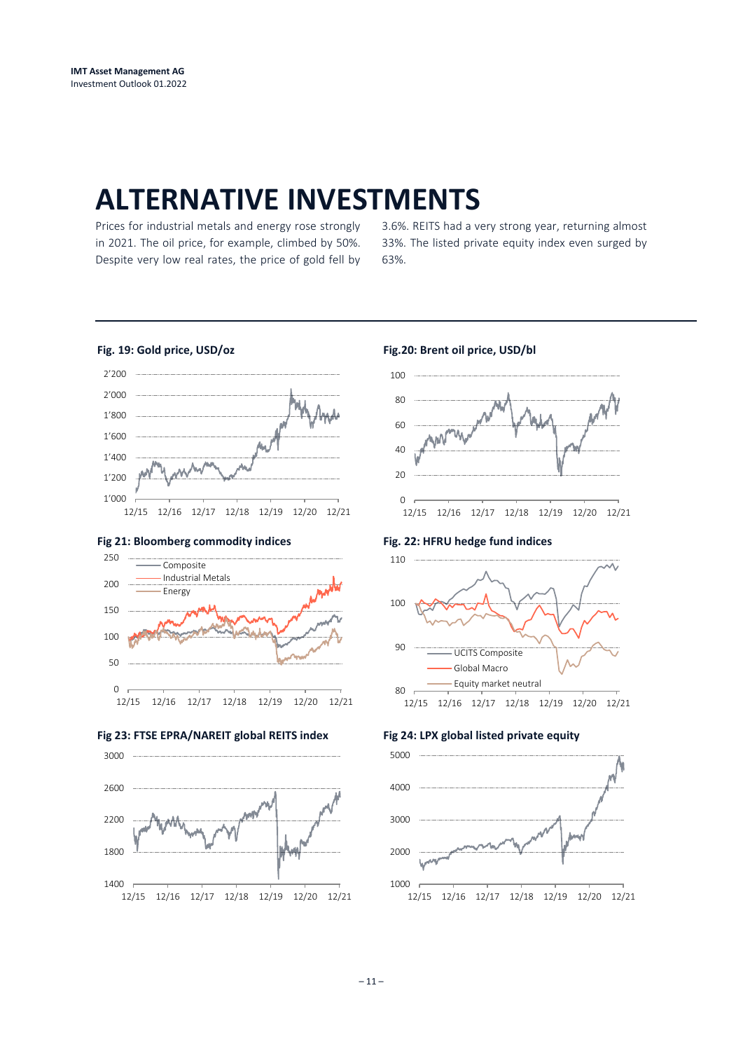# ALTERNATIVE INVESTMENTS

Prices for industrial metals and energy rose strongly in 2021. The oil price, for example, climbed by 50%. Despite very low real rates, the price of gold fell by 3.6%. REITS had a very strong year, returning almost 33%. The listed private equity index even surged by 63%.

**Fig. 19: Gold price, USD/oz**

**Fig.20: Brent oil price, USD/bl**

**Fig 21: Bloomberg commodity indices**

**Fig. 22: HFRU hedge fund indices**

**Fig 23: FTSE EPRA/NAREIT global REITS index**

**Fig 24: LPX global listed private equity**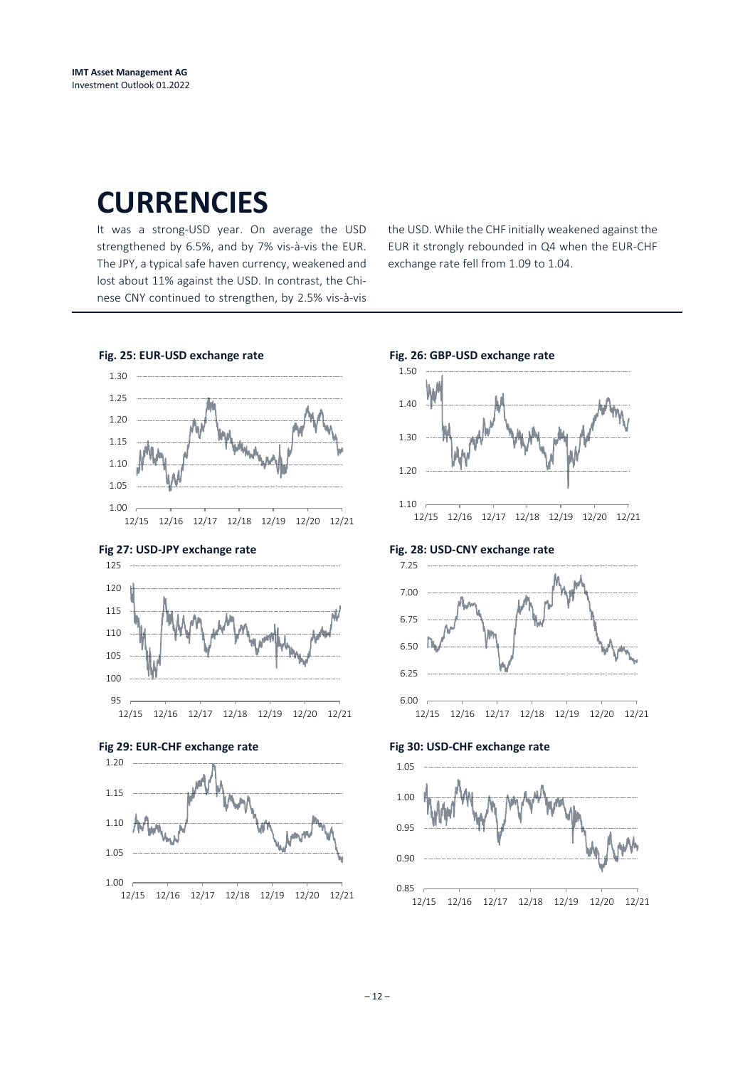# CURRENCIES

It was a strong-USD year. On average the USD strengthened by 6.5%, and by 7% vis-à-vis the EUR. The JPY, a typical safe haven currency, weakened and lost about 11% against the USD. In contrast, the Chinese CNY continued to strengthen, by 2.5% vis-à-vis the USD. While the CHF initially weakened against the EUR it strongly rebounded in Q4 when the EUR-CHF exchange rate fell from 1.09 to 1.04.

**Fig. 25: EUR-USD exchange rate**

**Fig. 26: GBP-USD exchange rate**

**Fig 27: USD-JPY exchange rate**

**Fig. 28: USD-CNY exchange rate**

**Fig 29: EUR-CHF exchange rate**

**Fig 30: USD-CHF exchange rate**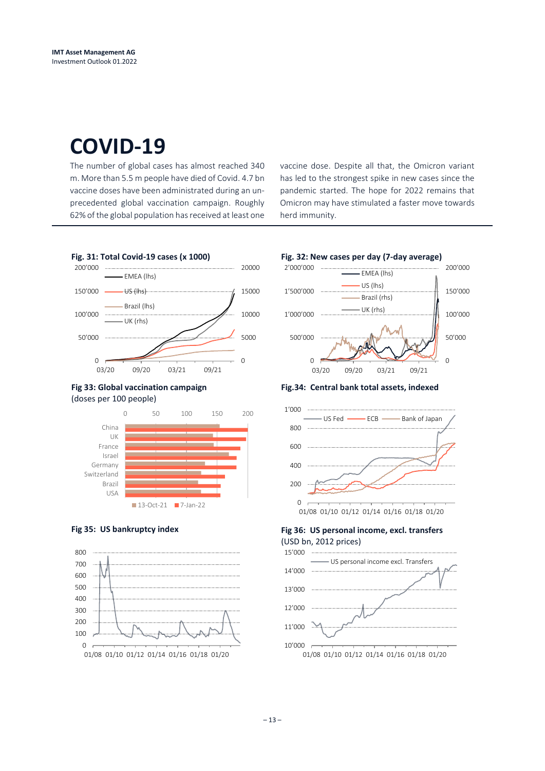# COVID-19

The number of global cases has almost reached 340 m. More than 5.5 m people have died of Covid. 4.7 bn vaccine doses have been administrated during an unprecedented global vaccination campaign. Roughly 62% of the global population has received at least one vaccine dose. Despite all that, the Omicron variant has led to the strongest spike in new cases since the pandemic started. The hope for 2022 remains that Omicron may have stimulated a faster move towards herd immunity.

**Fig. 31: Total Covid-19 cases (x 1000)**

**Fig. 32: New cases per day (7-day average)**

**Fig 33: Global vaccination campaign** (doses per 100 people)

**Fig.34: Central bank total assets, indexed**

**Fig 35: US bankruptcy index**

**Fig 36: US personal income, excl. transfers** (USD bn, 2012 prices)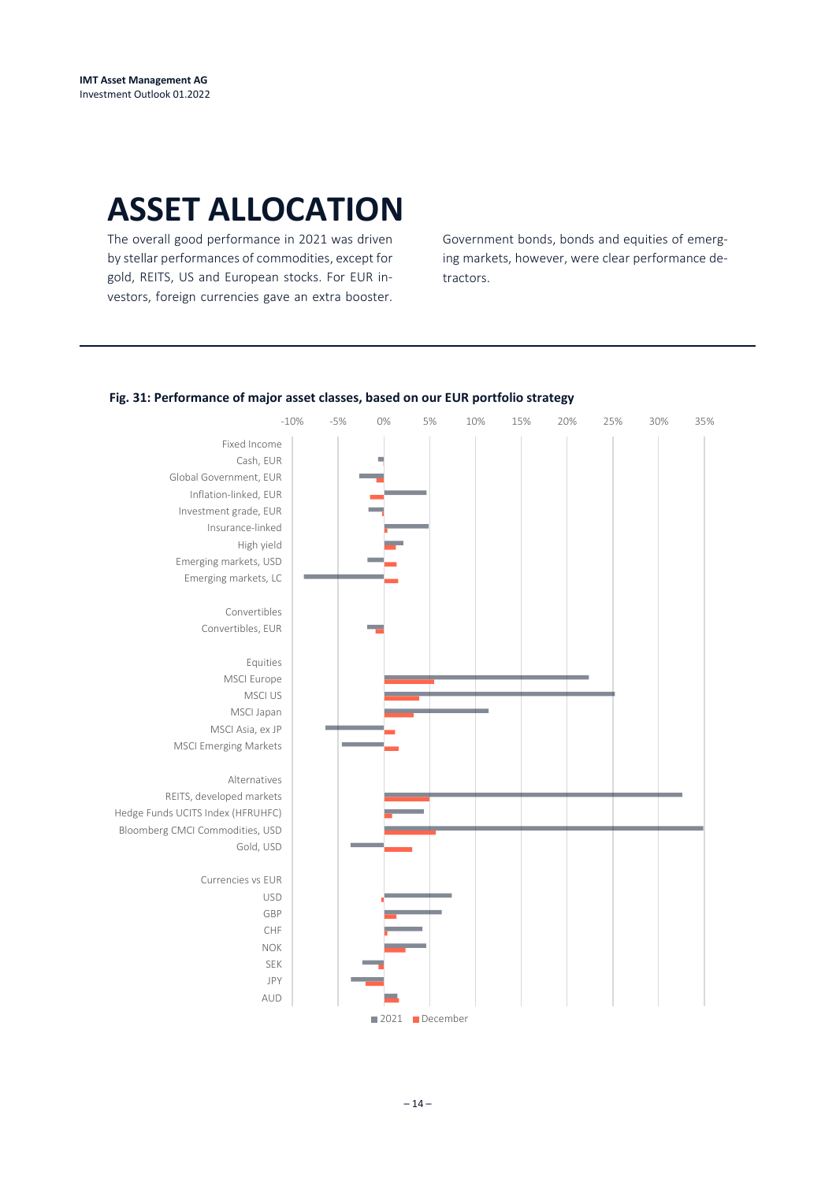# ASSET ALLOCATION

The overall good performance in 2021 was driven by stellar performances of commodities, except for gold, REITS, US and European stocks. For EUR investors, foreign currencies gave an extra booster. Government bonds, bonds and equities of emerging markets, however, were clear performance detractors.

**Fig. 31: Performance of major asset classes, based on our EUR portfolio strategy**

-10% -5% 0% 5% 10% 15% 20% 25% 30% 35%

Fixed Income
Cash, EUR
Global Government, EUR
Inflation-linked, EUR
Investment grade, EUR
Insurance-linked
High yield
Emerging markets, USD
Emerging markets, LC

Convertibles
Convertibles, EUR

Equities
MSCI Europe
MSCI US
MSCI Japan
MSCI Asia, ex JP
MSCI Emerging Markets

Alternatives
REITS, developed markets
Hedge Funds UCITS Index (HFRUHFC)
Bloomberg CMCI Commodities, USD
Gold, USD

Currencies vs EUR
USD
GBP
CHF
NOK
SEK
JPY
AUD

2021 December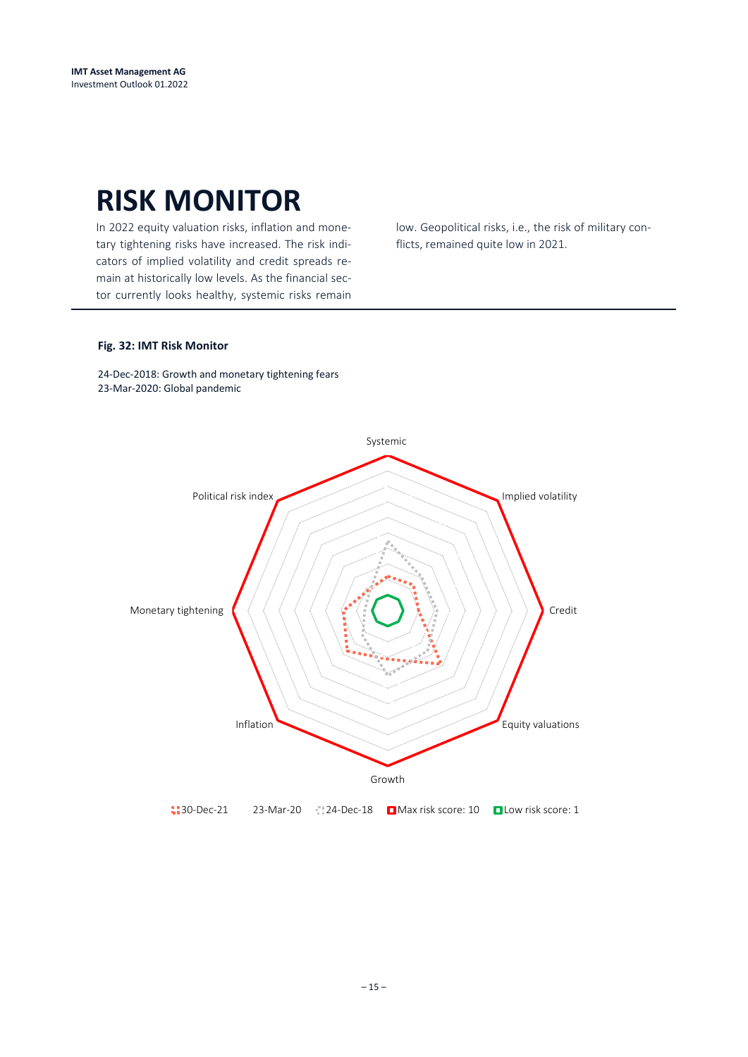# RISK MONITOR

In 2022 equity valuation risks, inflation and monetary tightening risks have increased. The risk indicators of implied volatility and credit spreads remain at historically low levels. As the financial sector currently looks healthy, systemic risks remain low. Geopolitical risks, i.e., the risk of military conflicts, remained quite low in 2021.

**Fig. 32: IMT Risk Monitor**

24-Dec-2018: Growth and monetary tightening fears
23-Mar-2020: Global pandemic

Systemic

Political risk index

Implied volatility

Monetary tightening

Credit

Inflation

Equity valuations

Growth

30-Dec-21 23-Mar-20 24-Dec-18 Max risk score: 10 Low risk score: 1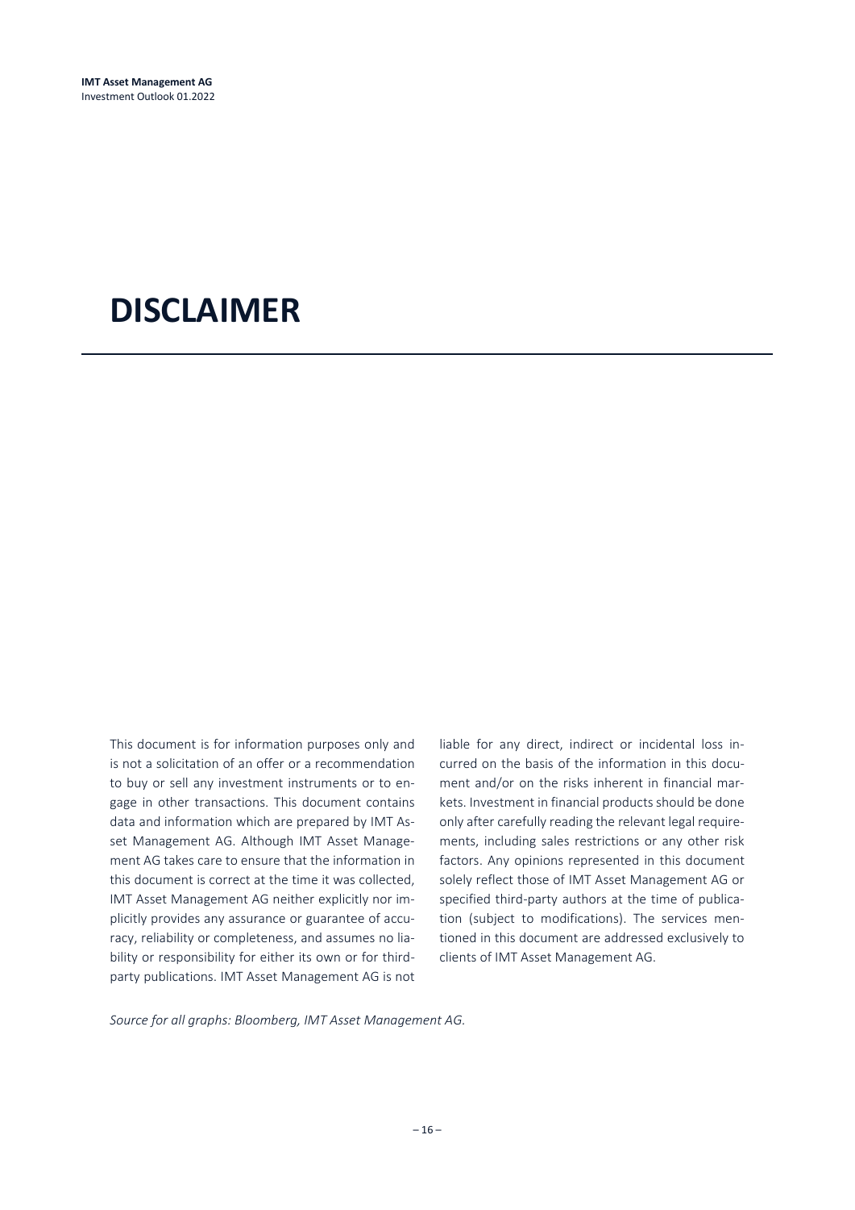# DISCLAIMER

This document is for information purposes only and is not a solicitation of an offer or a recommendation to buy or sell any investment instruments or to engage in other transactions. This document contains data and information which are prepared by IMT Asset Management AG. Although IMT Asset Management AG takes care to ensure that the information in this document is correct at the time it was collected, IMT Asset Management AG neither explicitly nor implicitly provides any assurance or guarantee of accuracy, reliability or completeness, and assumes no liability or responsibility for either its own or for third-party publications. IMT Asset Management AG is not liable for any direct, indirect or incidental loss incurred on the basis of the information in this document and/or on the risks inherent in financial markets. Investment in financial products should be done only after carefully reading the relevant legal requirements, including sales restrictions or any other risk factors. Any opinions represented in this document solely reflect those of IMT Asset Management AG or specified third-party authors at the time of publication (subject to modifications). The services mentioned in this document are addressed exclusively to clients of IMT Asset Management AG.

*Source for all graphs: Bloomberg, IMT Asset Management AG.*